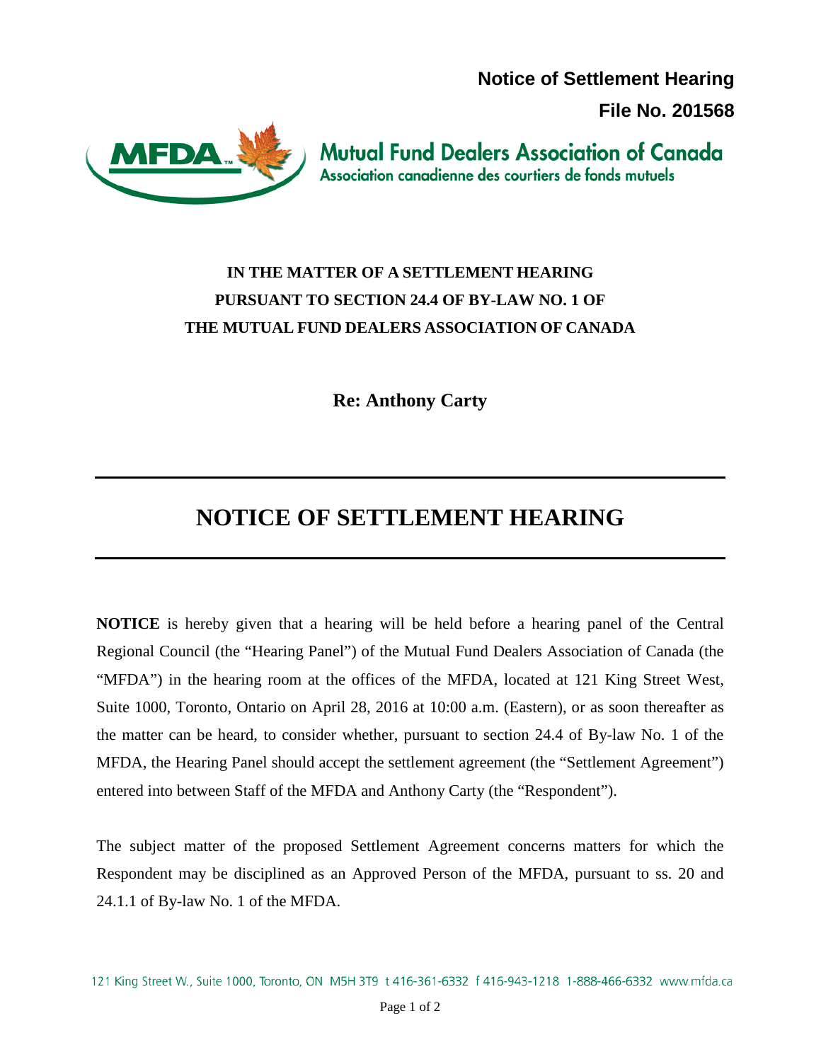**Notice of Settlement Hearing**

**File No. 201568**

Mutual Fund Dealers Association of Canada
Association canadienne des courtiers de fonds mutuels

**IN THE MATTER OF A SETTLEMENT HEARING PURSUANT TO SECTION 24.4 OF BY-LAW NO. 1 OF THE MUTUAL FUND DEALERS ASSOCIATION OF CANADA**

**Re: Anthony Carty**

# NOTICE OF SETTLEMENT HEARING

**NOTICE** is hereby given that a hearing will be held before a hearing panel of the Central Regional Council (the "Hearing Panel") of the Mutual Fund Dealers Association of Canada (the "MFDA") in the hearing room at the offices of the MFDA, located at 121 King Street West, Suite 1000, Toronto, Ontario on April 28, 2016 at 10:00 a.m. (Eastern), or as soon thereafter as the matter can be heard, to consider whether, pursuant to section 24.4 of By-law No. 1 of the MFDA, the Hearing Panel should accept the settlement agreement (the "Settlement Agreement") entered into between Staff of the MFDA and Anthony Carty (the "Respondent").

The subject matter of the proposed Settlement Agreement concerns matters for which the Respondent may be disciplined as an Approved Person of the MFDA, pursuant to ss. 20 and 24.1.1 of By-law No. 1 of the MFDA.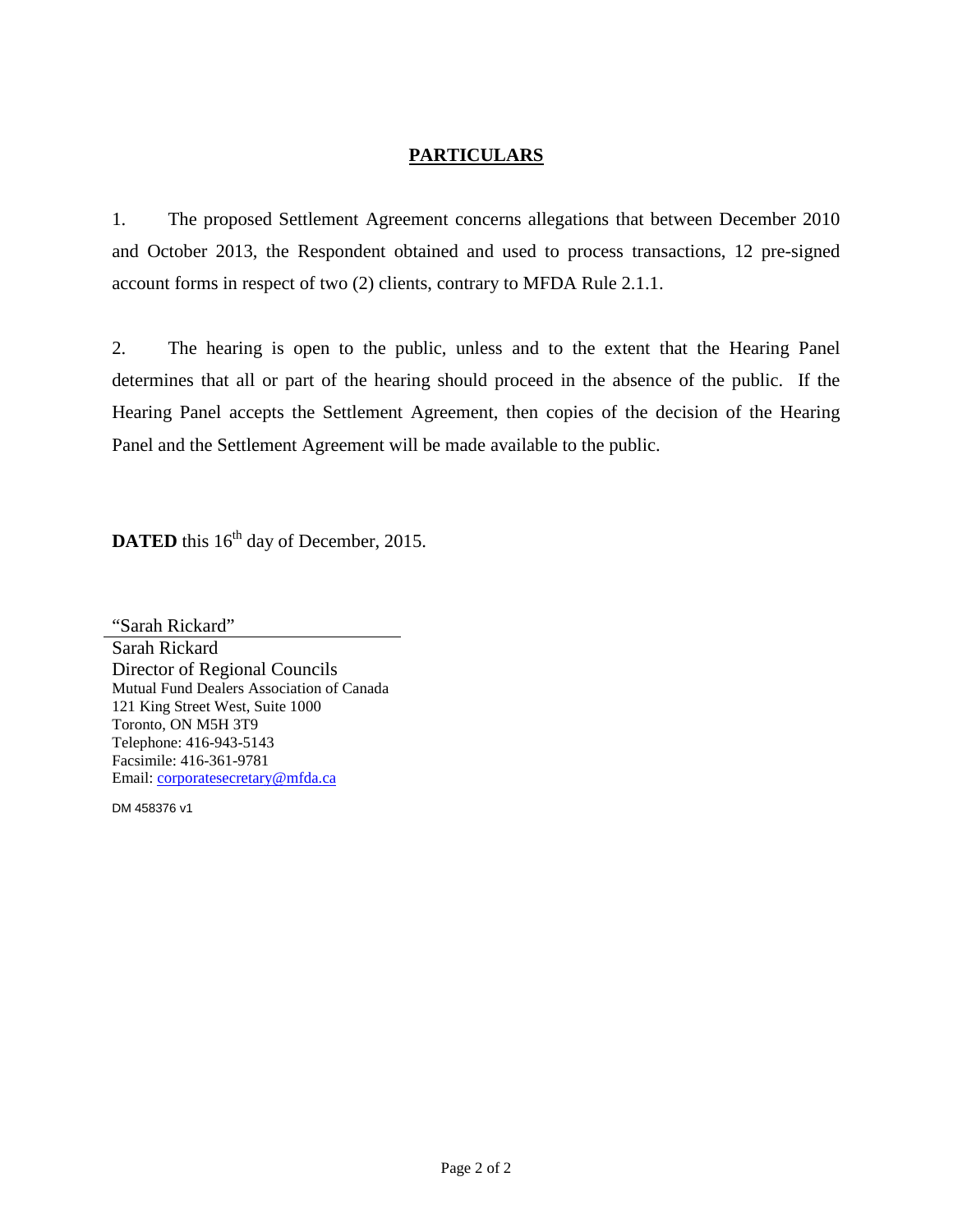## PARTICULARS

1. The proposed Settlement Agreement concerns allegations that between December 2010 and October 2013, the Respondent obtained and used to process transactions, 12 pre-signed account forms in respect of two (2) clients, contrary to MFDA Rule 2.1.1.

2. The hearing is open to the public, unless and to the extent that the Hearing Panel determines that all or part of the hearing should proceed in the absence of the public. If the Hearing Panel accepts the Settlement Agreement, then copies of the decision of the Hearing Panel and the Settlement Agreement will be made available to the public.

**DATED** this 16th day of December, 2015.

"Sarah Rickard"

Sarah Rickard
Director of Regional Councils
Mutual Fund Dealers Association of Canada
121 King Street West, Suite 1000
Toronto, ON M5H 3T9
Telephone: 416-943-5143
Facsimile: 416-361-9781
Email: corporatesecretary@mfda.ca

DM 458376 v1